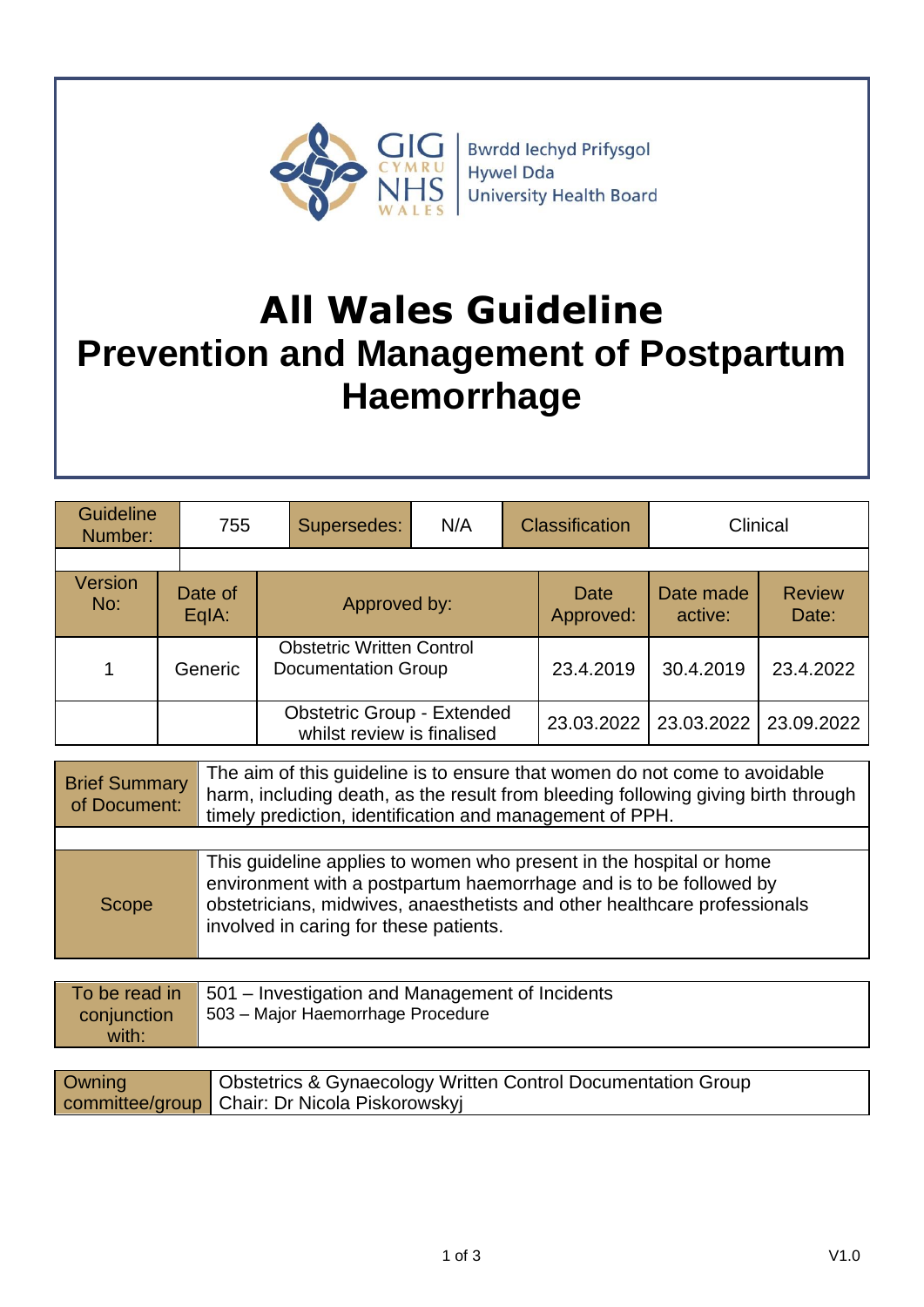GIG CYMRU NHS WALES | Bwrdd Iechyd Prifysgol Hywel Dda University Health Board

# All Wales Guideline
# Prevention and Management of Postpartum Haemorrhage

| Guideline Number: | 755 | Supersedes: | N/A | Classification | Clinical |
|---|---|---|---|---|---|

| Version No: | Date of EqIA: | Approved by: | Date Approved: | Date made active: | Review Date: |
|---|---|---|---|---|---|
| 1 | Generic | Obstetric Written Control Documentation Group | 23.4.2019 | 30.4.2019 | 23.4.2022 |
| | | Obstetric Group - Extended whilst review is finalised | 23.03.2022 | 23.03.2022 | 23.09.2022 |

| | |
|---|---|
| Brief Summary of Document: | The aim of this guideline is to ensure that women do not come to avoidable harm, including death, as the result from bleeding following giving birth through timely prediction, identification and management of PPH. |
| Scope | This guideline applies to women who present in the hospital or home environment with a postpartum haemorrhage and is to be followed by obstetricians, midwives, anaesthetists and other healthcare professionals involved in caring for these patients. |

| | |
|---|---|
| To be read in conjunction with: | 501 – Investigation and Management of Incidents<br>503 – Major Haemorrhage Procedure |

| | |
|---|---|
| Owning committee/group | Obstetrics & Gynaecology Written Control Documentation Group<br>Chair: Dr Nicola Piskorowskyj |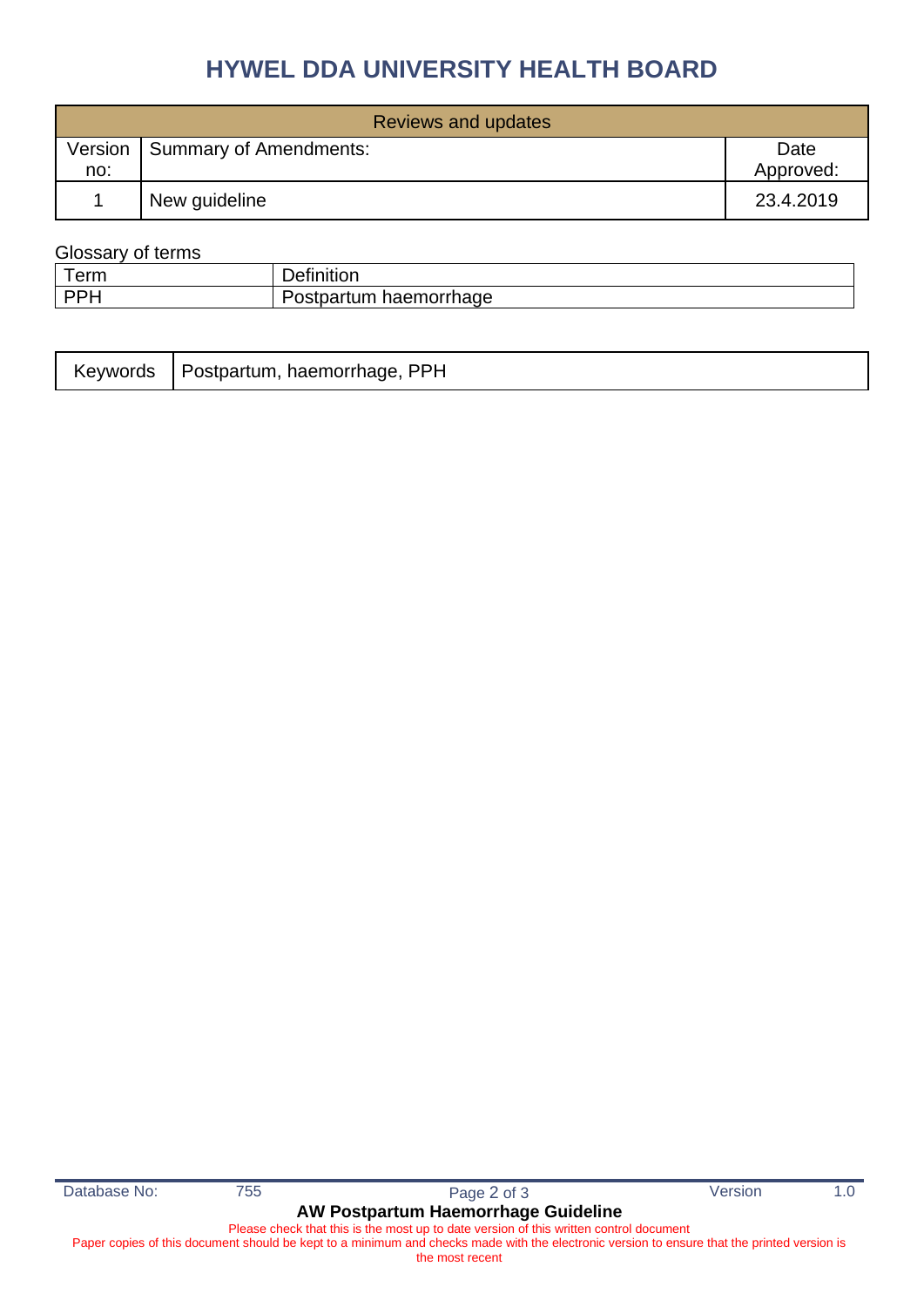# HYWEL DDA UNIVERSITY HEALTH BOARD

| Reviews and updates | | |
|---|---|---|
| Version no: | Summary of Amendments: | Date Approved: |
| 1 | New guideline | 23.4.2019 |

Glossary of terms

| Term | Definition |
|---|---|
| PPH | Postpartum haemorrhage |

| Keywords | Postpartum, haemorrhage, PPH |
|---|---|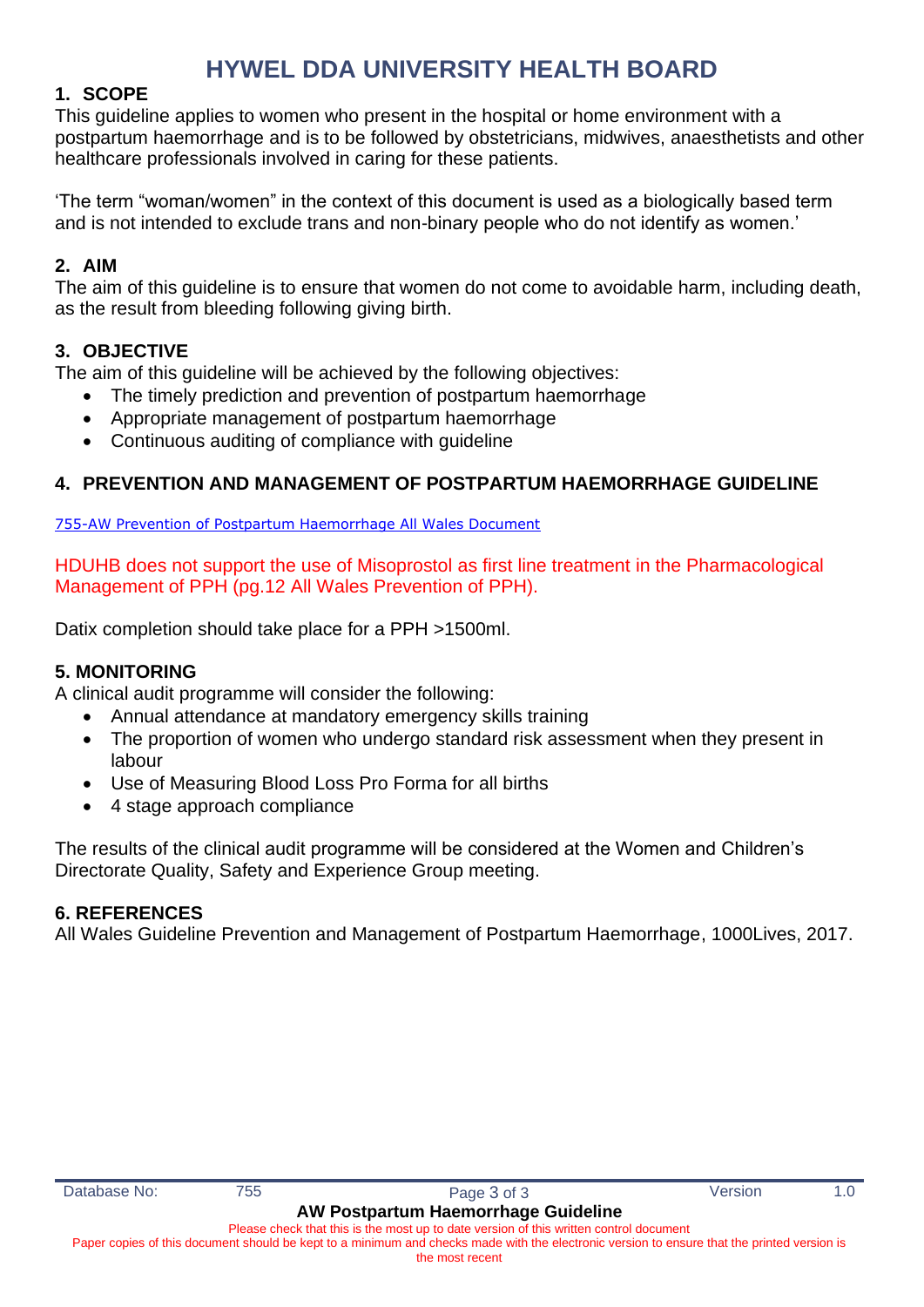# HYWEL DDA UNIVERSITY HEALTH BOARD

## 1. SCOPE

This guideline applies to women who present in the hospital or home environment with a postpartum haemorrhage and is to be followed by obstetricians, midwives, anaesthetists and other healthcare professionals involved in caring for these patients.

'The term "woman/women" in the context of this document is used as a biologically based term and is not intended to exclude trans and non-binary people who do not identify as women.'

## 2. AIM

The aim of this guideline is to ensure that women do not come to avoidable harm, including death, as the result from bleeding following giving birth.

## 3. OBJECTIVE

The aim of this guideline will be achieved by the following objectives:

- The timely prediction and prevention of postpartum haemorrhage
- Appropriate management of postpartum haemorrhage
- Continuous auditing of compliance with guideline

## 4. PREVENTION AND MANAGEMENT OF POSTPARTUM HAEMORRHAGE GUIDELINE

755-AW Prevention of Postpartum Haemorrhage All Wales Document

HDUHB does not support the use of Misoprostol as first line treatment in the Pharmacological Management of PPH (pg.12 All Wales Prevention of PPH).

Datix completion should take place for a PPH >1500ml.

## 5. MONITORING

A clinical audit programme will consider the following:

- Annual attendance at mandatory emergency skills training
- The proportion of women who undergo standard risk assessment when they present in labour
- Use of Measuring Blood Loss Pro Forma for all births
- 4 stage approach compliance

The results of the clinical audit programme will be considered at the Women and Children's Directorate Quality, Safety and Experience Group meeting.

## 6. REFERENCES

All Wales Guideline Prevention and Management of Postpartum Haemorrhage, 1000Lives, 2017.